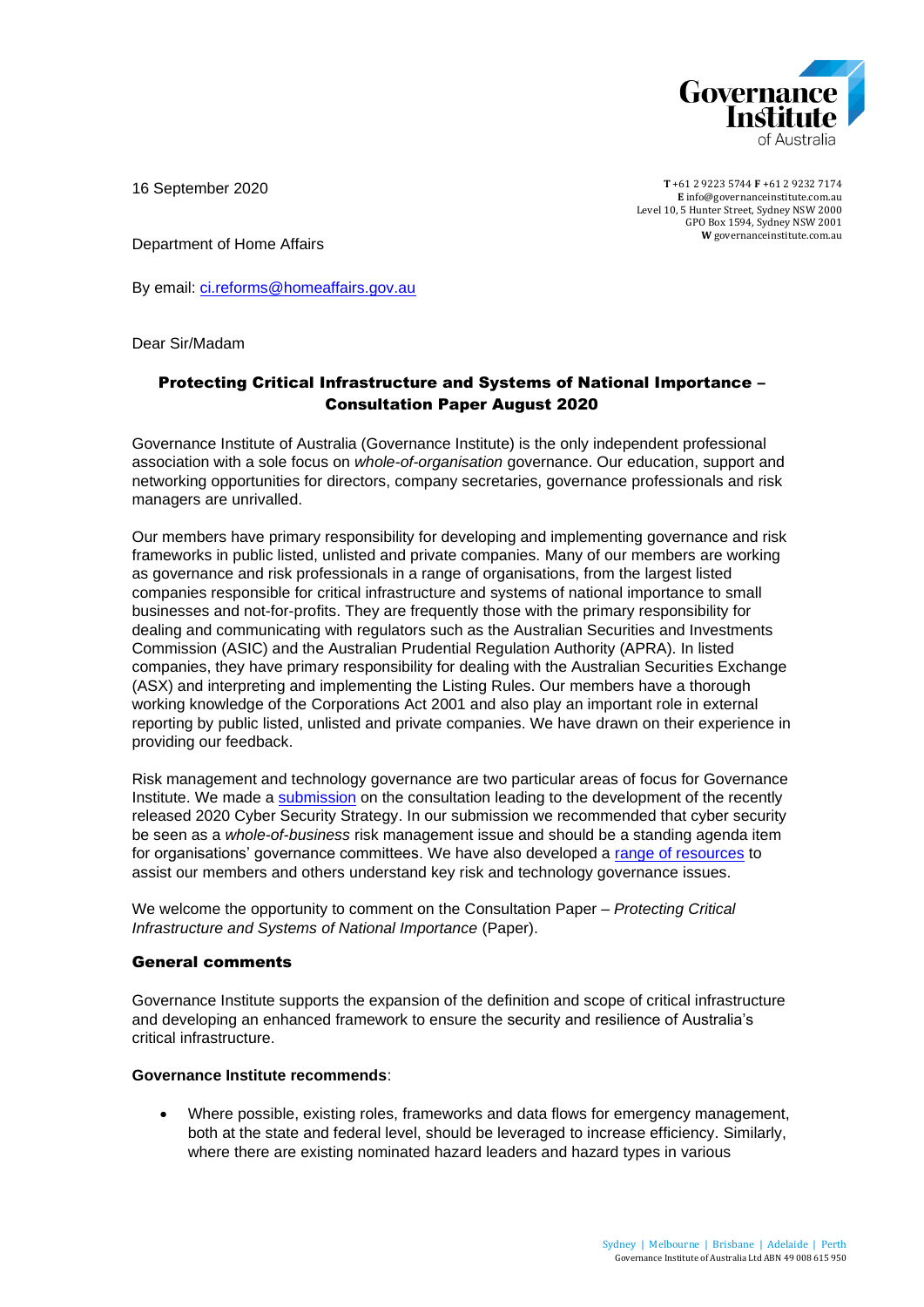16 September 2020

T +61 2 9223 5744 F +61 2 9232 7174
E info@governanceinstitute.com.au
Level 10, 5 Hunter Street, Sydney NSW 2000
GPO Box 1594, Sydney NSW 2001
W governanceinstitute.com.au

Department of Home Affairs

By email: [ci.reforms@homeaffairs.gov.au](mailto:ci.reforms@homeaffairs.gov.au)

Dear Sir/Madam

## Protecting Critical Infrastructure and Systems of National Importance – Consultation Paper August 2020

Governance Institute of Australia (Governance Institute) is the only independent professional association with a sole focus on *whole-of-organisation* governance. Our education, support and networking opportunities for directors, company secretaries, governance professionals and risk managers are unrivalled.

Our members have primary responsibility for developing and implementing governance and risk frameworks in public listed, unlisted and private companies. Many of our members are working as governance and risk professionals in a range of organisations, from the largest listed companies responsible for critical infrastructure and systems of national importance to small businesses and not-for-profits. They are frequently those with the primary responsibility for dealing and communicating with regulators such as the Australian Securities and Investments Commission (ASIC) and the Australian Prudential Regulation Authority (APRA). In listed companies, they have primary responsibility for dealing with the Australian Securities Exchange (ASX) and interpreting and implementing the Listing Rules. Our members have a thorough working knowledge of the Corporations Act 2001 and also play an important role in external reporting by public listed, unlisted and private companies. We have drawn on their experience in providing our feedback.

Risk management and technology governance are two particular areas of focus for Governance Institute. We made a submission on the consultation leading to the development of the recently released 2020 Cyber Security Strategy. In our submission we recommended that cyber security be seen as a *whole-of-business* risk management issue and should be a standing agenda item for organisations' governance committees. We have also developed a range of resources to assist our members and others understand key risk and technology governance issues.

We welcome the opportunity to comment on the Consultation Paper – *Protecting Critical Infrastructure and Systems of National Importance* (Paper).

### General comments

Governance Institute supports the expansion of the definition and scope of critical infrastructure and developing an enhanced framework to ensure the security and resilience of Australia's critical infrastructure.

**Governance Institute recommends**:

- Where possible, existing roles, frameworks and data flows for emergency management, both at the state and federal level, should be leveraged to increase efficiency. Similarly, where there are existing nominated hazard leaders and hazard types in various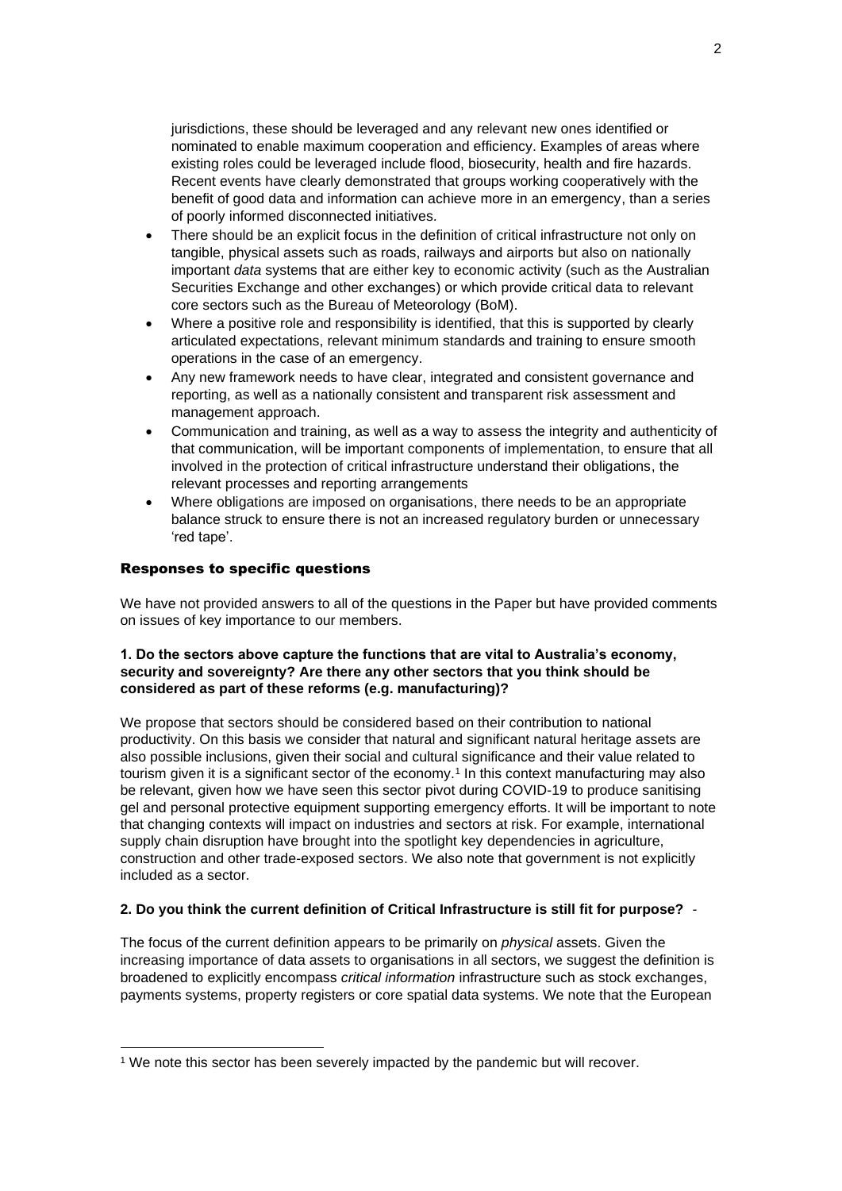jurisdictions, these should be leveraged and any relevant new ones identified or nominated to enable maximum cooperation and efficiency. Examples of areas where existing roles could be leveraged include flood, biosecurity, health and fire hazards. Recent events have clearly demonstrated that groups working cooperatively with the benefit of good data and information can achieve more in an emergency, than a series of poorly informed disconnected initiatives.

- There should be an explicit focus in the definition of critical infrastructure not only on tangible, physical assets such as roads, railways and airports but also on nationally important *data* systems that are either key to economic activity (such as the Australian Securities Exchange and other exchanges) or which provide critical data to relevant core sectors such as the Bureau of Meteorology (BoM).
- Where a positive role and responsibility is identified, that this is supported by clearly articulated expectations, relevant minimum standards and training to ensure smooth operations in the case of an emergency.
- Any new framework needs to have clear, integrated and consistent governance and reporting, as well as a nationally consistent and transparent risk assessment and management approach.
- Communication and training, as well as a way to assess the integrity and authenticity of that communication, will be important components of implementation, to ensure that all involved in the protection of critical infrastructure understand their obligations, the relevant processes and reporting arrangements
- Where obligations are imposed on organisations, there needs to be an appropriate balance struck to ensure there is not an increased regulatory burden or unnecessary 'red tape'.

## Responses to specific questions

We have not provided answers to all of the questions in the Paper but have provided comments on issues of key importance to our members.

**1. Do the sectors above capture the functions that are vital to Australia's economy, security and sovereignty? Are there any other sectors that you think should be considered as part of these reforms (e.g. manufacturing)?**

We propose that sectors should be considered based on their contribution to national productivity. On this basis we consider that natural and significant natural heritage assets are also possible inclusions, given their social and cultural significance and their value related to tourism given it is a significant sector of the economy.[1] In this context manufacturing may also be relevant, given how we have seen this sector pivot during COVID-19 to produce sanitising gel and personal protective equipment supporting emergency efforts. It will be important to note that changing contexts will impact on industries and sectors at risk. For example, international supply chain disruption have brought into the spotlight key dependencies in agriculture, construction and other trade-exposed sectors. We also note that government is not explicitly included as a sector.

**2. Do you think the current definition of Critical Infrastructure is still fit for purpose?** -

The focus of the current definition appears to be primarily on *physical* assets. Given the increasing importance of data assets to organisations in all sectors, we suggest the definition is broadened to explicitly encompass *critical information* infrastructure such as stock exchanges, payments systems, property registers or core spatial data systems. We note that the European

[1] We note this sector has been severely impacted by the pandemic but will recover.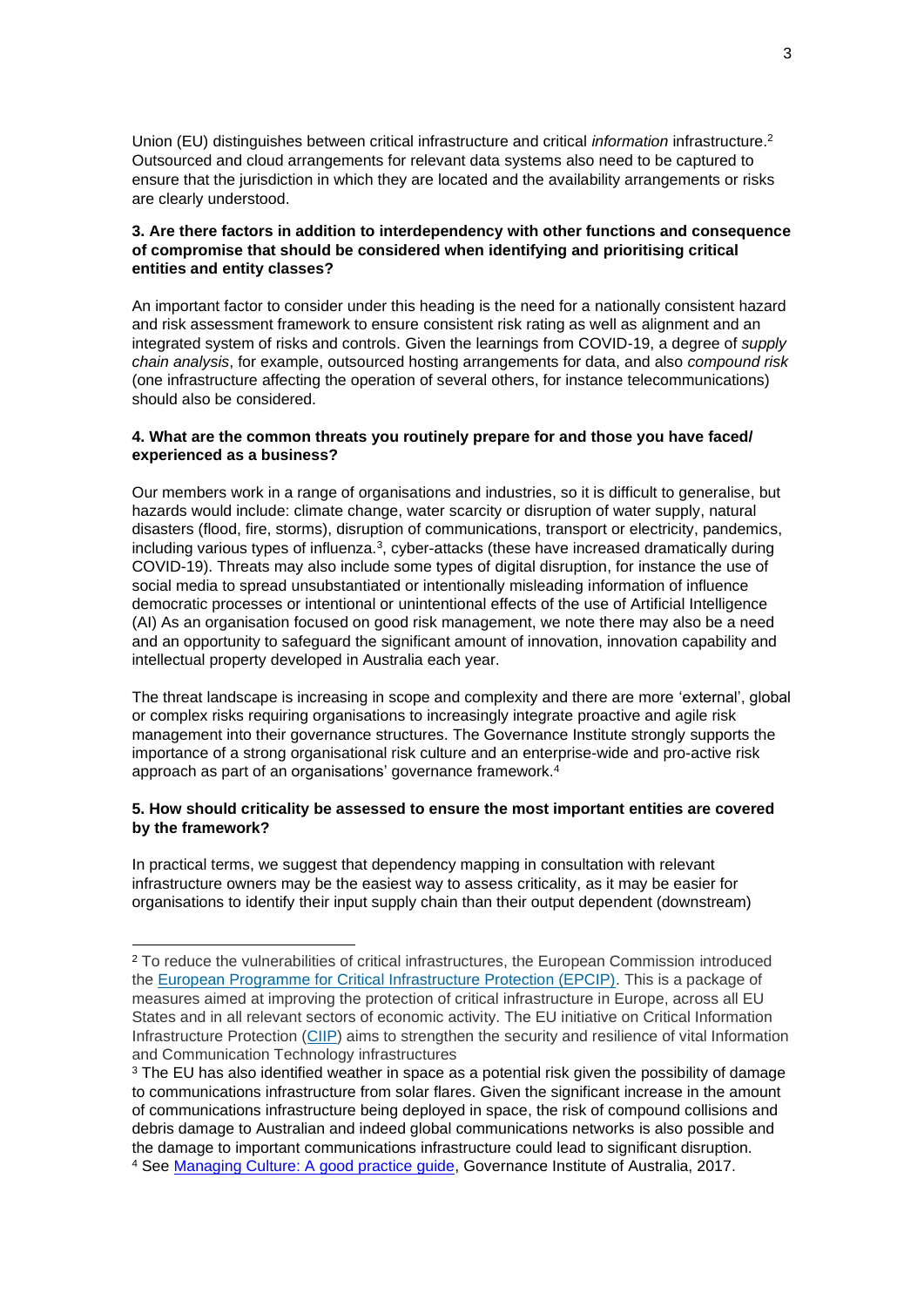Union (EU) distinguishes between critical infrastructure and critical *information* infrastructure.[2] Outsourced and cloud arrangements for relevant data systems also need to be captured to ensure that the jurisdiction in which they are located and the availability arrangements or risks are clearly understood.

**3. Are there factors in addition to interdependency with other functions and consequence of compromise that should be considered when identifying and prioritising critical entities and entity classes?**

An important factor to consider under this heading is the need for a nationally consistent hazard and risk assessment framework to ensure consistent risk rating as well as alignment and an integrated system of risks and controls. Given the learnings from COVID-19, a degree of *supply chain analysis*, for example, outsourced hosting arrangements for data, and also *compound risk* (one infrastructure affecting the operation of several others, for instance telecommunications) should also be considered.

**4. What are the common threats you routinely prepare for and those you have faced/ experienced as a business?**

Our members work in a range of organisations and industries, so it is difficult to generalise, but hazards would include: climate change, water scarcity or disruption of water supply, natural disasters (flood, fire, storms), disruption of communications, transport or electricity, pandemics, including various types of influenza.[3], cyber-attacks (these have increased dramatically during COVID-19). Threats may also include some types of digital disruption, for instance the use of social media to spread unsubstantiated or intentionally misleading information of influence democratic processes or intentional or unintentional effects of the use of Artificial Intelligence (AI) As an organisation focused on good risk management, we note there may also be a need and an opportunity to safeguard the significant amount of innovation, innovation capability and intellectual property developed in Australia each year.

The threat landscape is increasing in scope and complexity and there are more 'external', global or complex risks requiring organisations to increasingly integrate proactive and agile risk management into their governance structures. The Governance Institute strongly supports the importance of a strong organisational risk culture and an enterprise-wide and pro-active risk approach as part of an organisations' governance framework.[4]

**5. How should criticality be assessed to ensure the most important entities are covered by the framework?**

In practical terms, we suggest that dependency mapping in consultation with relevant infrastructure owners may be the easiest way to assess criticality, as it may be easier for organisations to identify their input supply chain than their output dependent (downstream)

---

[2] To reduce the vulnerabilities of critical infrastructures, the European Commission introduced the European Programme for Critical Infrastructure Protection (EPCIP). This is a package of measures aimed at improving the protection of critical infrastructure in Europe, across all EU States and in all relevant sectors of economic activity. The EU initiative on Critical Information Infrastructure Protection (CIIP) aims to strengthen the security and resilience of vital Information and Communication Technology infrastructures

[3] The EU has also identified weather in space as a potential risk given the possibility of damage to communications infrastructure from solar flares. Given the significant increase in the amount of communications infrastructure being deployed in space, the risk of compound collisions and debris damage to Australian and indeed global communications networks is also possible and the damage to important communications infrastructure could lead to significant disruption.

[4] See Managing Culture: A good practice guide, Governance Institute of Australia, 2017.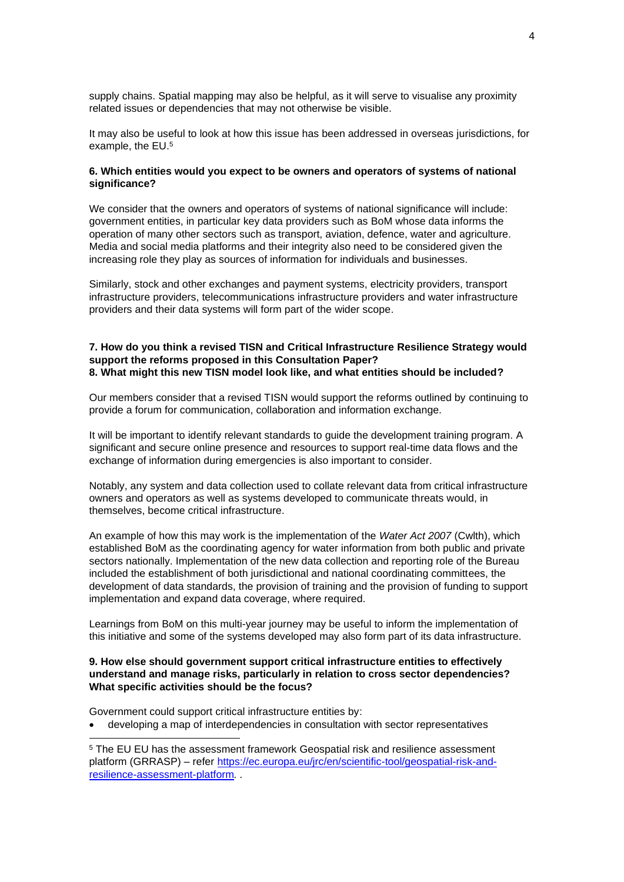supply chains. Spatial mapping may also be helpful, as it will serve to visualise any proximity related issues or dependencies that may not otherwise be visible.

It may also be useful to look at how this issue has been addressed in overseas jurisdictions, for example, the EU.[5]

**6. Which entities would you expect to be owners and operators of systems of national significance?**

We consider that the owners and operators of systems of national significance will include: government entities, in particular key data providers such as BoM whose data informs the operation of many other sectors such as transport, aviation, defence, water and agriculture. Media and social media platforms and their integrity also need to be considered given the increasing role they play as sources of information for individuals and businesses.

Similarly, stock and other exchanges and payment systems, electricity providers, transport infrastructure providers, telecommunications infrastructure providers and water infrastructure providers and their data systems will form part of the wider scope.

**7. How do you think a revised TISN and Critical Infrastructure Resilience Strategy would support the reforms proposed in this Consultation Paper?**
**8. What might this new TISN model look like, and what entities should be included?**

Our members consider that a revised TISN would support the reforms outlined by continuing to provide a forum for communication, collaboration and information exchange.

It will be important to identify relevant standards to guide the development training program. A significant and secure online presence and resources to support real-time data flows and the exchange of information during emergencies is also important to consider.

Notably, any system and data collection used to collate relevant data from critical infrastructure owners and operators as well as systems developed to communicate threats would, in themselves, become critical infrastructure.

An example of how this may work is the implementation of the *Water Act 2007* (Cwlth), which established BoM as the coordinating agency for water information from both public and private sectors nationally. Implementation of the new data collection and reporting role of the Bureau included the establishment of both jurisdictional and national coordinating committees, the development of data standards, the provision of training and the provision of funding to support implementation and expand data coverage, where required.

Learnings from BoM on this multi-year journey may be useful to inform the implementation of this initiative and some of the systems developed may also form part of its data infrastructure.

**9. How else should government support critical infrastructure entities to effectively understand and manage risks, particularly in relation to cross sector dependencies? What specific activities should be the focus?**

Government could support critical infrastructure entities by:

- developing a map of interdependencies in consultation with sector representatives

---

[5] The EU EU has the assessment framework Geospatial risk and resilience assessment platform (GRRASP) – refer https://ec.europa.eu/jrc/en/scientific-tool/geospatial-risk-and-resilience-assessment-platform. .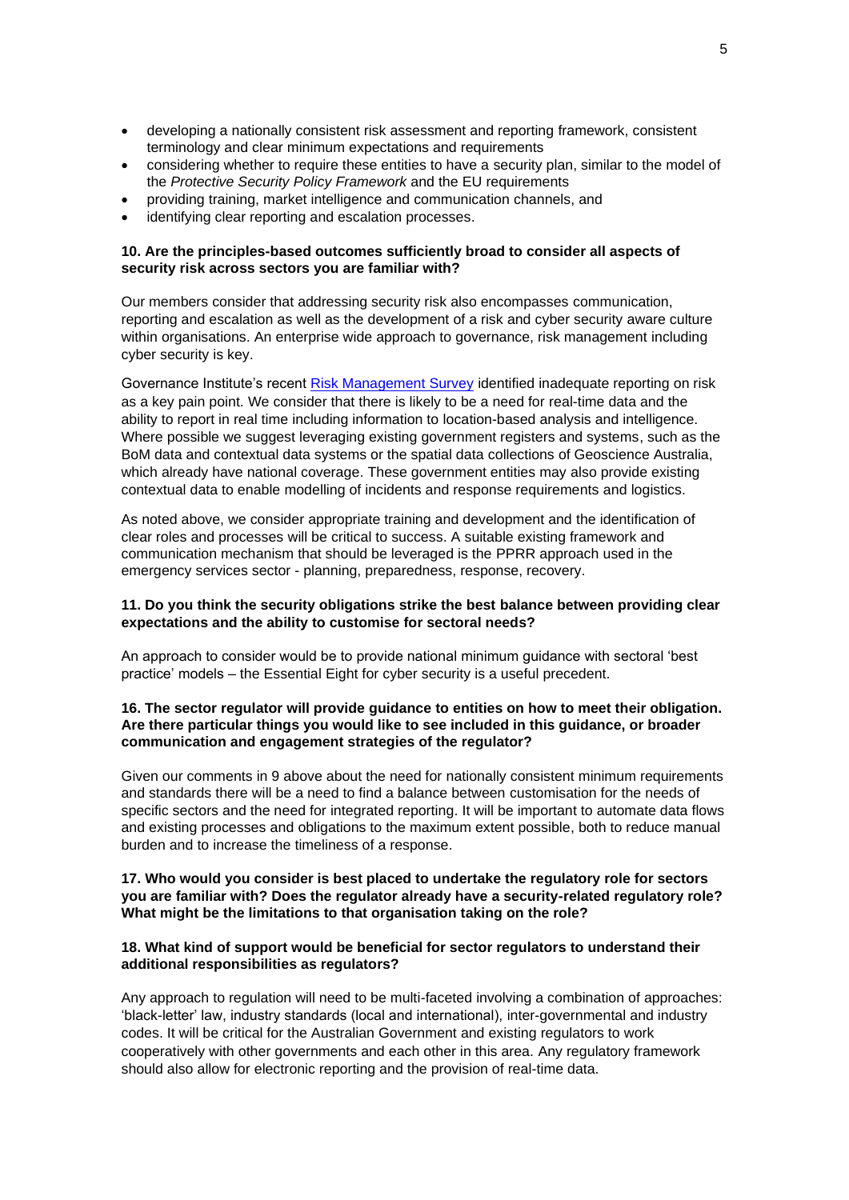- developing a nationally consistent risk assessment and reporting framework, consistent terminology and clear minimum expectations and requirements
- considering whether to require these entities to have a security plan, similar to the model of the *Protective Security Policy Framework* and the EU requirements
- providing training, market intelligence and communication channels, and
- identifying clear reporting and escalation processes.

**10. Are the principles-based outcomes sufficiently broad to consider all aspects of security risk across sectors you are familiar with?**

Our members consider that addressing security risk also encompasses communication, reporting and escalation as well as the development of a risk and cyber security aware culture within organisations. An enterprise wide approach to governance, risk management including cyber security is key.

Governance Institute's recent Risk Management Survey identified inadequate reporting on risk as a key pain point. We consider that there is likely to be a need for real-time data and the ability to report in real time including information to location-based analysis and intelligence. Where possible we suggest leveraging existing government registers and systems, such as the BoM data and contextual data systems or the spatial data collections of Geoscience Australia, which already have national coverage. These government entities may also provide existing contextual data to enable modelling of incidents and response requirements and logistics.

As noted above, we consider appropriate training and development and the identification of clear roles and processes will be critical to success. A suitable existing framework and communication mechanism that should be leveraged is the PPRR approach used in the emergency services sector - planning, preparedness, response, recovery.

**11. Do you think the security obligations strike the best balance between providing clear expectations and the ability to customise for sectoral needs?**

An approach to consider would be to provide national minimum guidance with sectoral 'best practice' models – the Essential Eight for cyber security is a useful precedent.

**16. The sector regulator will provide guidance to entities on how to meet their obligation. Are there particular things you would like to see included in this guidance, or broader communication and engagement strategies of the regulator?**

Given our comments in 9 above about the need for nationally consistent minimum requirements and standards there will be a need to find a balance between customisation for the needs of specific sectors and the need for integrated reporting. It will be important to automate data flows and existing processes and obligations to the maximum extent possible, both to reduce manual burden and to increase the timeliness of a response.

**17. Who would you consider is best placed to undertake the regulatory role for sectors you are familiar with? Does the regulator already have a security-related regulatory role? What might be the limitations to that organisation taking on the role?**

**18. What kind of support would be beneficial for sector regulators to understand their additional responsibilities as regulators?**

Any approach to regulation will need to be multi-faceted involving a combination of approaches: 'black-letter' law, industry standards (local and international), inter-governmental and industry codes. It will be critical for the Australian Government and existing regulators to work cooperatively with other governments and each other in this area. Any regulatory framework should also allow for electronic reporting and the provision of real-time data.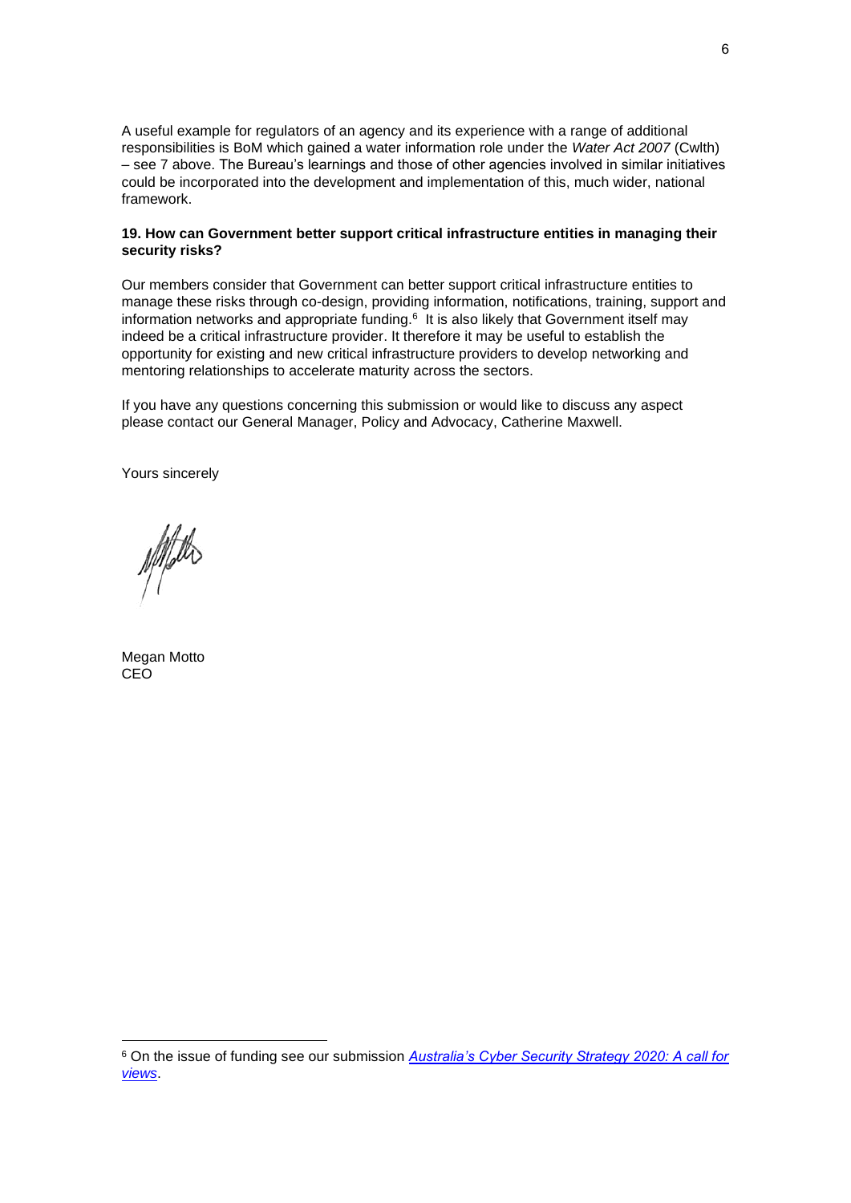A useful example for regulators of an agency and its experience with a range of additional responsibilities is BoM which gained a water information role under the *Water Act 2007* (Cwlth) – see 7 above. The Bureau's learnings and those of other agencies involved in similar initiatives could be incorporated into the development and implementation of this, much wider, national framework.

**19. How can Government better support critical infrastructure entities in managing their security risks?**

Our members consider that Government can better support critical infrastructure entities to manage these risks through co-design, providing information, notifications, training, support and information networks and appropriate funding.[6] It is also likely that Government itself may indeed be a critical infrastructure provider. It therefore it may be useful to establish the opportunity for existing and new critical infrastructure providers to develop networking and mentoring relationships to accelerate maturity across the sectors.

If you have any questions concerning this submission or would like to discuss any aspect please contact our General Manager, Policy and Advocacy, Catherine Maxwell.

Yours sincerely

Megan Motto
CEO

---

[6] On the issue of funding see our submission [*Australia's Cyber Security Strategy 2020: A call for views*].